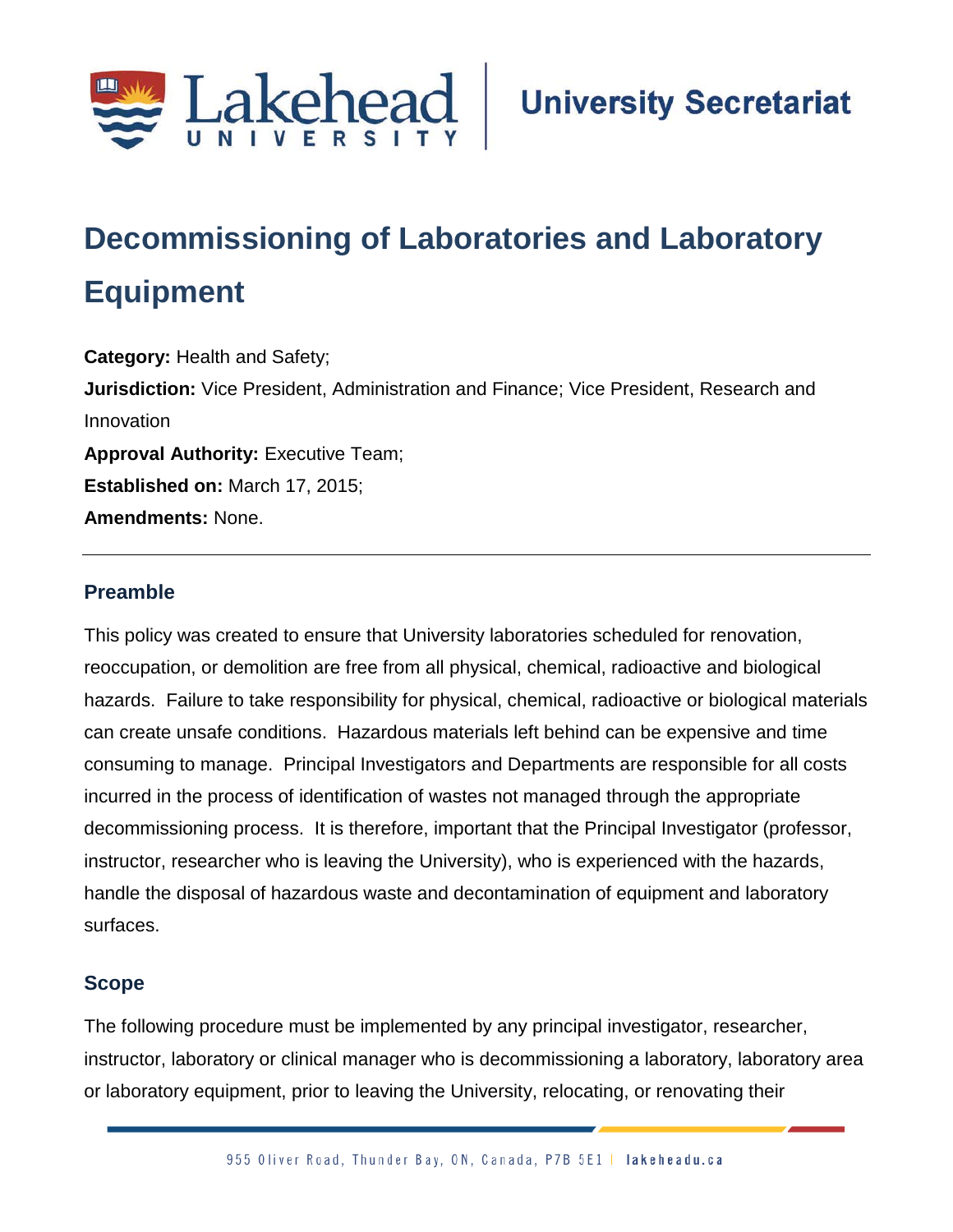# Decommissioning of Laboratories and Laboratory Equipment

**Category:** Health and Safety;

**Jurisdiction:** Vice President, Administration and Finance; Vice President, Research and Innovation

**Approval Authority:** Executive Team;

**Established on:** March 17, 2015;

**Amendments:** None.

---

## Preamble

This policy was created to ensure that University laboratories scheduled for renovation, reoccupation, or demolition are free from all physical, chemical, radioactive and biological hazards. Failure to take responsibility for physical, chemical, radioactive or biological materials can create unsafe conditions. Hazardous materials left behind can be expensive and time consuming to manage. Principal Investigators and Departments are responsible for all costs incurred in the process of identification of wastes not managed through the appropriate decommissioning process. It is therefore, important that the Principal Investigator (professor, instructor, researcher who is leaving the University), who is experienced with the hazards, handle the disposal of hazardous waste and decontamination of equipment and laboratory surfaces.

## Scope

The following procedure must be implemented by any principal investigator, researcher, instructor, laboratory or clinical manager who is decommissioning a laboratory, laboratory area or laboratory equipment, prior to leaving the University, relocating, or renovating their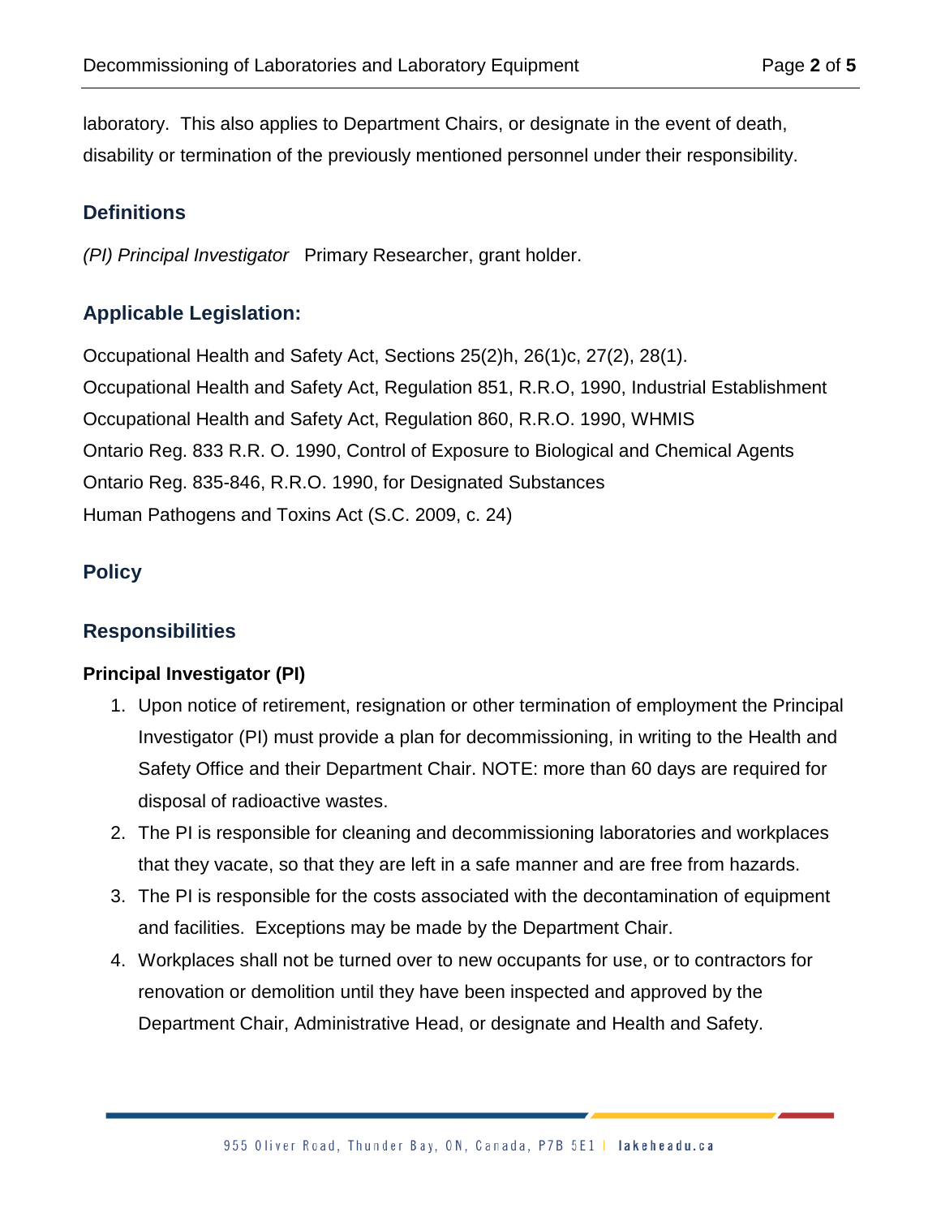laboratory. This also applies to Department Chairs, or designate in the event of death, disability or termination of the previously mentioned personnel under their responsibility.

## Definitions

*(PI) Principal Investigator* Primary Researcher, grant holder.

## Applicable Legislation:

Occupational Health and Safety Act, Sections 25(2)h, 26(1)c, 27(2), 28(1).
Occupational Health and Safety Act, Regulation 851, R.R.O, 1990, Industrial Establishment
Occupational Health and Safety Act, Regulation 860, R.R.O. 1990, WHMIS
Ontario Reg. 833 R.R. O. 1990, Control of Exposure to Biological and Chemical Agents
Ontario Reg. 835-846, R.R.O. 1990, for Designated Substances
Human Pathogens and Toxins Act (S.C. 2009, c. 24)

## Policy

## Responsibilities

### Principal Investigator (PI)

1. Upon notice of retirement, resignation or other termination of employment the Principal Investigator (PI) must provide a plan for decommissioning, in writing to the Health and Safety Office and their Department Chair. NOTE: more than 60 days are required for disposal of radioactive wastes.
2. The PI is responsible for cleaning and decommissioning laboratories and workplaces that they vacate, so that they are left in a safe manner and are free from hazards.
3. The PI is responsible for the costs associated with the decontamination of equipment and facilities. Exceptions may be made by the Department Chair.
4. Workplaces shall not be turned over to new occupants for use, or to contractors for renovation or demolition until they have been inspected and approved by the Department Chair, Administrative Head, or designate and Health and Safety.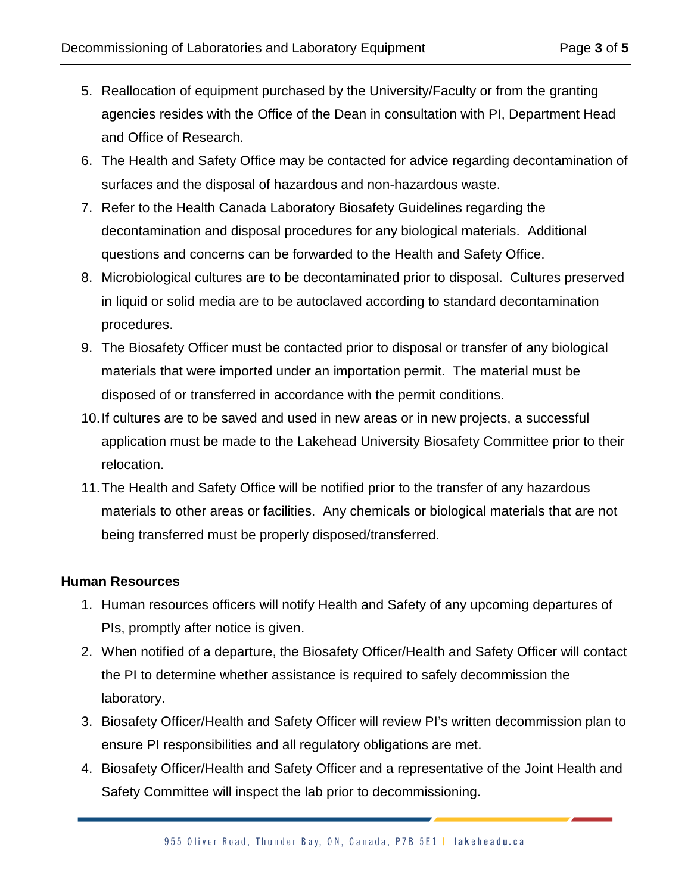5. Reallocation of equipment purchased by the University/Faculty or from the granting agencies resides with the Office of the Dean in consultation with PI, Department Head and Office of Research.
6. The Health and Safety Office may be contacted for advice regarding decontamination of surfaces and the disposal of hazardous and non-hazardous waste.
7. Refer to the Health Canada Laboratory Biosafety Guidelines regarding the decontamination and disposal procedures for any biological materials. Additional questions and concerns can be forwarded to the Health and Safety Office.
8. Microbiological cultures are to be decontaminated prior to disposal. Cultures preserved in liquid or solid media are to be autoclaved according to standard decontamination procedures.
9. The Biosafety Officer must be contacted prior to disposal or transfer of any biological materials that were imported under an importation permit. The material must be disposed of or transferred in accordance with the permit conditions.
10. If cultures are to be saved and used in new areas or in new projects, a successful application must be made to the Lakehead University Biosafety Committee prior to their relocation.
11. The Health and Safety Office will be notified prior to the transfer of any hazardous materials to other areas or facilities. Any chemicals or biological materials that are not being transferred must be properly disposed/transferred.

**Human Resources**

1. Human resources officers will notify Health and Safety of any upcoming departures of PIs, promptly after notice is given.
2. When notified of a departure, the Biosafety Officer/Health and Safety Officer will contact the PI to determine whether assistance is required to safely decommission the laboratory.
3. Biosafety Officer/Health and Safety Officer will review PI's written decommission plan to ensure PI responsibilities and all regulatory obligations are met.
4. Biosafety Officer/Health and Safety Officer and a representative of the Joint Health and Safety Committee will inspect the lab prior to decommissioning.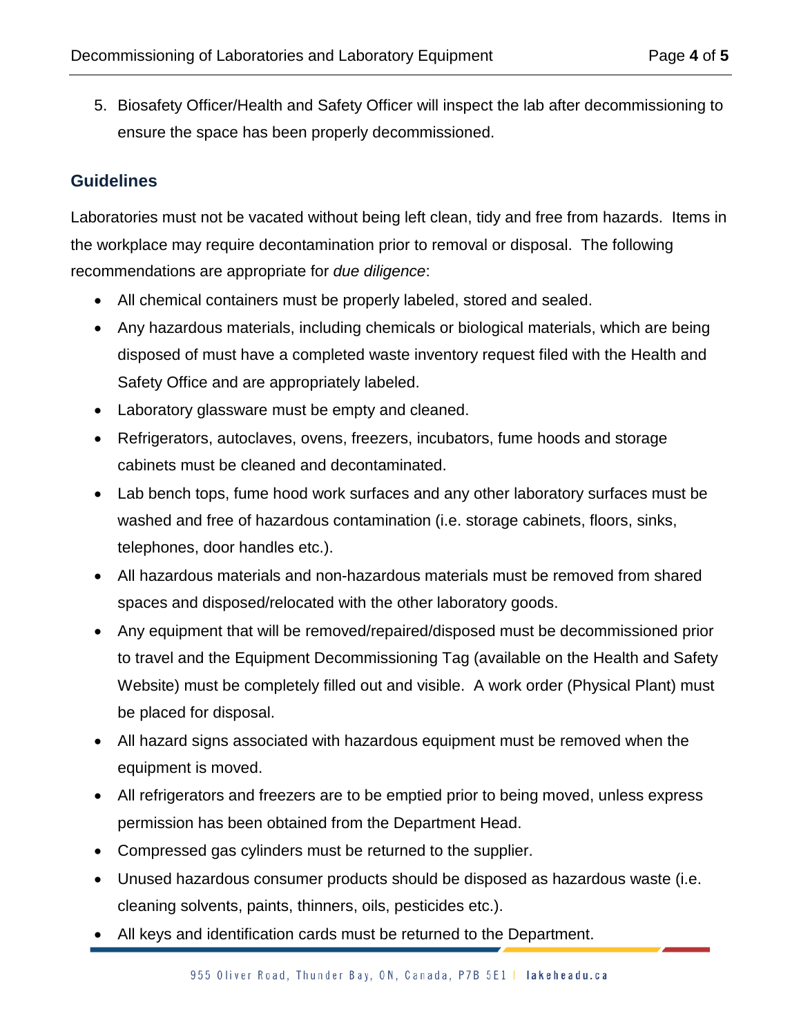5. Biosafety Officer/Health and Safety Officer will inspect the lab after decommissioning to ensure the space has been properly decommissioned.

## Guidelines

Laboratories must not be vacated without being left clean, tidy and free from hazards. Items in the workplace may require decontamination prior to removal or disposal. The following recommendations are appropriate for *due diligence*:

- All chemical containers must be properly labeled, stored and sealed.
- Any hazardous materials, including chemicals or biological materials, which are being disposed of must have a completed waste inventory request filed with the Health and Safety Office and are appropriately labeled.
- Laboratory glassware must be empty and cleaned.
- Refrigerators, autoclaves, ovens, freezers, incubators, fume hoods and storage cabinets must be cleaned and decontaminated.
- Lab bench tops, fume hood work surfaces and any other laboratory surfaces must be washed and free of hazardous contamination (i.e. storage cabinets, floors, sinks, telephones, door handles etc.).
- All hazardous materials and non-hazardous materials must be removed from shared spaces and disposed/relocated with the other laboratory goods.
- Any equipment that will be removed/repaired/disposed must be decommissioned prior to travel and the Equipment Decommissioning Tag (available on the Health and Safety Website) must be completely filled out and visible. A work order (Physical Plant) must be placed for disposal.
- All hazard signs associated with hazardous equipment must be removed when the equipment is moved.
- All refrigerators and freezers are to be emptied prior to being moved, unless express permission has been obtained from the Department Head.
- Compressed gas cylinders must be returned to the supplier.
- Unused hazardous consumer products should be disposed as hazardous waste (i.e. cleaning solvents, paints, thinners, oils, pesticides etc.).
- All keys and identification cards must be returned to the Department.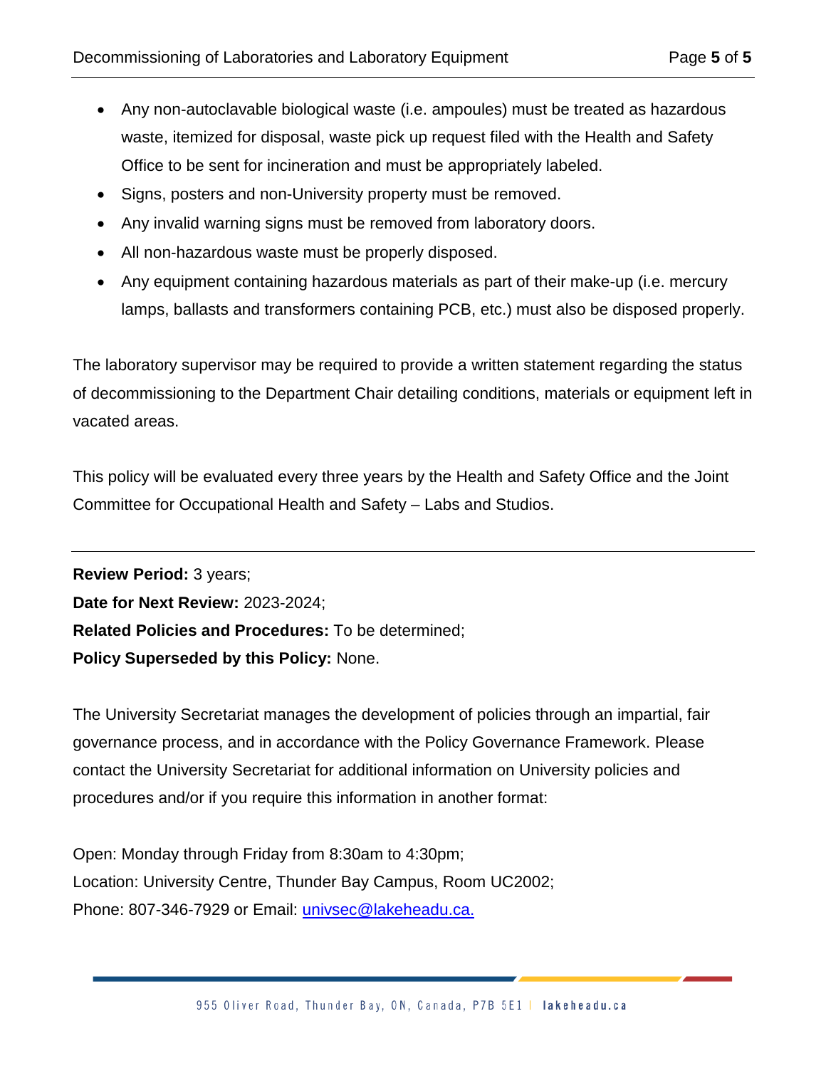- Any non-autoclavable biological waste (i.e. ampoules) must be treated as hazardous waste, itemized for disposal, waste pick up request filed with the Health and Safety Office to be sent for incineration and must be appropriately labeled.
- Signs, posters and non-University property must be removed.
- Any invalid warning signs must be removed from laboratory doors.
- All non-hazardous waste must be properly disposed.
- Any equipment containing hazardous materials as part of their make-up (i.e. mercury lamps, ballasts and transformers containing PCB, etc.) must also be disposed properly.

The laboratory supervisor may be required to provide a written statement regarding the status of decommissioning to the Department Chair detailing conditions, materials or equipment left in vacated areas.

This policy will be evaluated every three years by the Health and Safety Office and the Joint Committee for Occupational Health and Safety – Labs and Studios.

---

**Review Period:** 3 years;
**Date for Next Review:** 2023-2024;
**Related Policies and Procedures:** To be determined;
**Policy Superseded by this Policy:** None.

The University Secretariat manages the development of policies through an impartial, fair governance process, and in accordance with the Policy Governance Framework. Please contact the University Secretariat for additional information on University policies and procedures and/or if you require this information in another format:

Open: Monday through Friday from 8:30am to 4:30pm;
Location: University Centre, Thunder Bay Campus, Room UC2002;
Phone: 807-346-7929 or Email: univsec@lakeheadu.ca.

955 Oliver Road, Thunder Bay, ON, Canada, P7B 5E1 | lakeheadu.ca